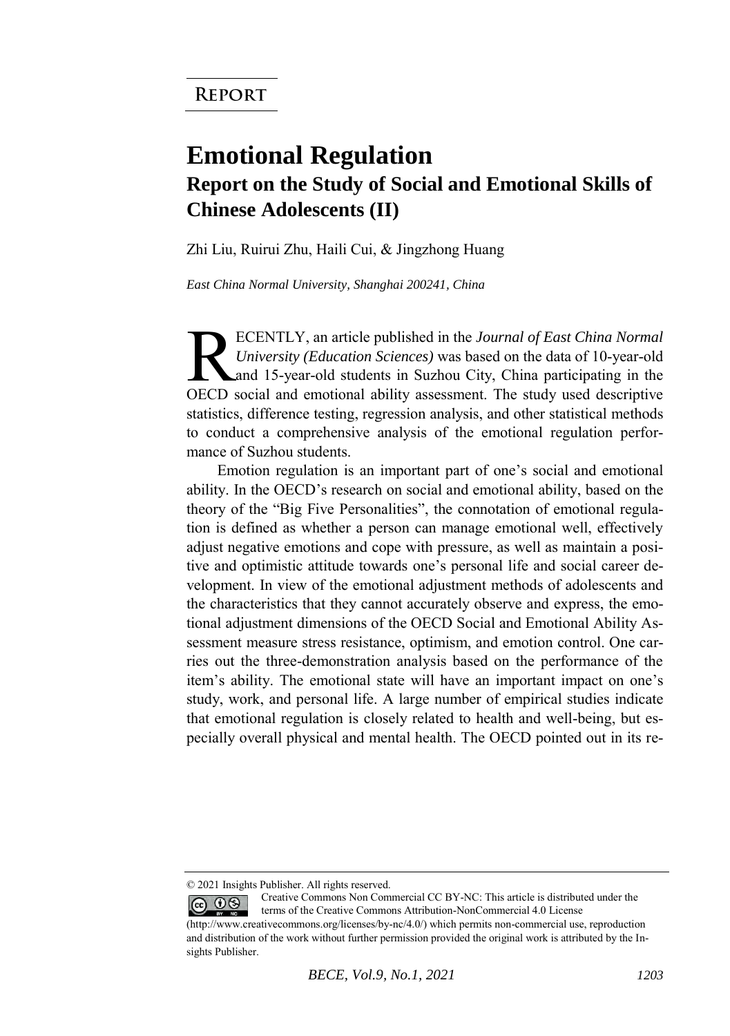**Report**

# Emotional Regulation

## Report on the Study of Social and Emotional Skills of Chinese Adolescents (II)

Zhi Liu, Ruirui Zhu, Haili Cui, & Jingzhong Huang

*East China Normal University, Shanghai 200241, China*

RECENTLY, an article published in the *Journal of East China Normal University (Education Sciences)* was based on the data of 10-year-old and 15-year-old students in Suzhou City, China participating in the OECD social and emotional ability assessment. The study used descriptive statistics, difference testing, regression analysis, and other statistical methods to conduct a comprehensive analysis of the emotional regulation performance of Suzhou students.

Emotion regulation is an important part of one's social and emotional ability. In the OECD's research on social and emotional ability, based on the theory of the "Big Five Personalities", the connotation of emotional regulation is defined as whether a person can manage emotional well, effectively adjust negative emotions and cope with pressure, as well as maintain a positive and optimistic attitude towards one's personal life and social career development. In view of the emotional adjustment methods of adolescents and the characteristics that they cannot accurately observe and express, the emotional adjustment dimensions of the OECD Social and Emotional Ability Assessment measure stress resistance, optimism, and emotion control. One carries out the three-demonstration analysis based on the performance of the item's ability. The emotional state will have an important impact on one's study, work, and personal life. A large number of empirical studies indicate that emotional regulation is closely related to health and well-being, but especially overall physical and mental health. The OECD pointed out in its re-

© 2021 Insights Publisher. All rights reserved.

Creative Commons Non Commercial CC BY-NC: This article is distributed under the terms of the Creative Commons Attribution-NonCommercial 4.0 License (http://www.creativecommons.org/licenses/by-nc/4.0/) which permits non-commercial use, reproduction and distribution of the work without further permission provided the original work is attributed by the Insights Publisher.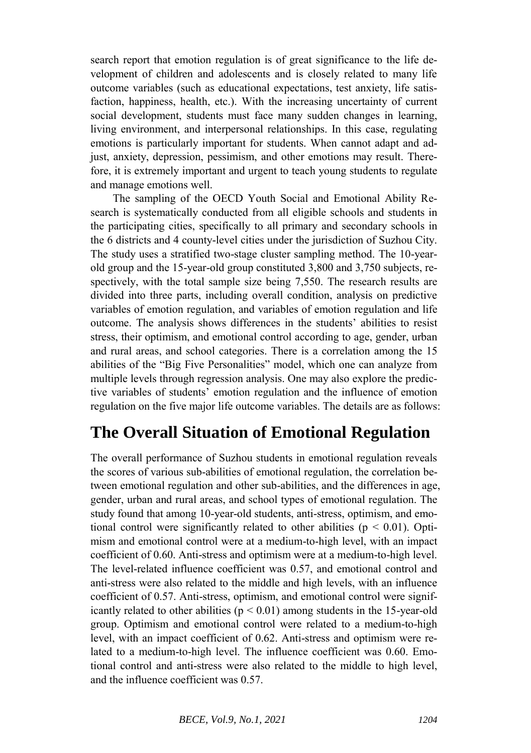search report that emotion regulation is of great significance to the life development of children and adolescents and is closely related to many life outcome variables (such as educational expectations, test anxiety, life satisfaction, happiness, health, etc.). With the increasing uncertainty of current social development, students must face many sudden changes in learning, living environment, and interpersonal relationships. In this case, regulating emotions is particularly important for students. When cannot adapt and adjust, anxiety, depression, pessimism, and other emotions may result. Therefore, it is extremely important and urgent to teach young students to regulate and manage emotions well.

The sampling of the OECD Youth Social and Emotional Ability Research is systematically conducted from all eligible schools and students in the participating cities, specifically to all primary and secondary schools in the 6 districts and 4 county-level cities under the jurisdiction of Suzhou City. The study uses a stratified two-stage cluster sampling method. The 10-year-old group and the 15-year-old group constituted 3,800 and 3,750 subjects, respectively, with the total sample size being 7,550. The research results are divided into three parts, including overall condition, analysis on predictive variables of emotion regulation, and variables of emotion regulation and life outcome. The analysis shows differences in the students' abilities to resist stress, their optimism, and emotional control according to age, gender, urban and rural areas, and school categories. There is a correlation among the 15 abilities of the "Big Five Personalities" model, which one can analyze from multiple levels through regression analysis. One may also explore the predictive variables of students' emotion regulation and the influence of emotion regulation on the five major life outcome variables. The details are as follows:

## The Overall Situation of Emotional Regulation

The overall performance of Suzhou students in emotional regulation reveals the scores of various sub-abilities of emotional regulation, the correlation between emotional regulation and other sub-abilities, and the differences in age, gender, urban and rural areas, and school types of emotional regulation. The study found that among 10-year-old students, anti-stress, optimism, and emotional control were significantly related to other abilities ($p < 0.01$). Optimism and emotional control were at a medium-to-high level, with an impact coefficient of 0.60. Anti-stress and optimism were at a medium-to-high level. The level-related influence coefficient was 0.57, and emotional control and anti-stress were also related to the middle and high levels, with an influence coefficient of 0.57. Anti-stress, optimism, and emotional control were significantly related to other abilities ($p < 0.01$) among students in the 15-year-old group. Optimism and emotional control were related to a medium-to-high level, with an impact coefficient of 0.62. Anti-stress and optimism were related to a medium-to-high level. The influence coefficient was 0.60. Emotional control and anti-stress were also related to the middle to high level, and the influence coefficient was 0.57.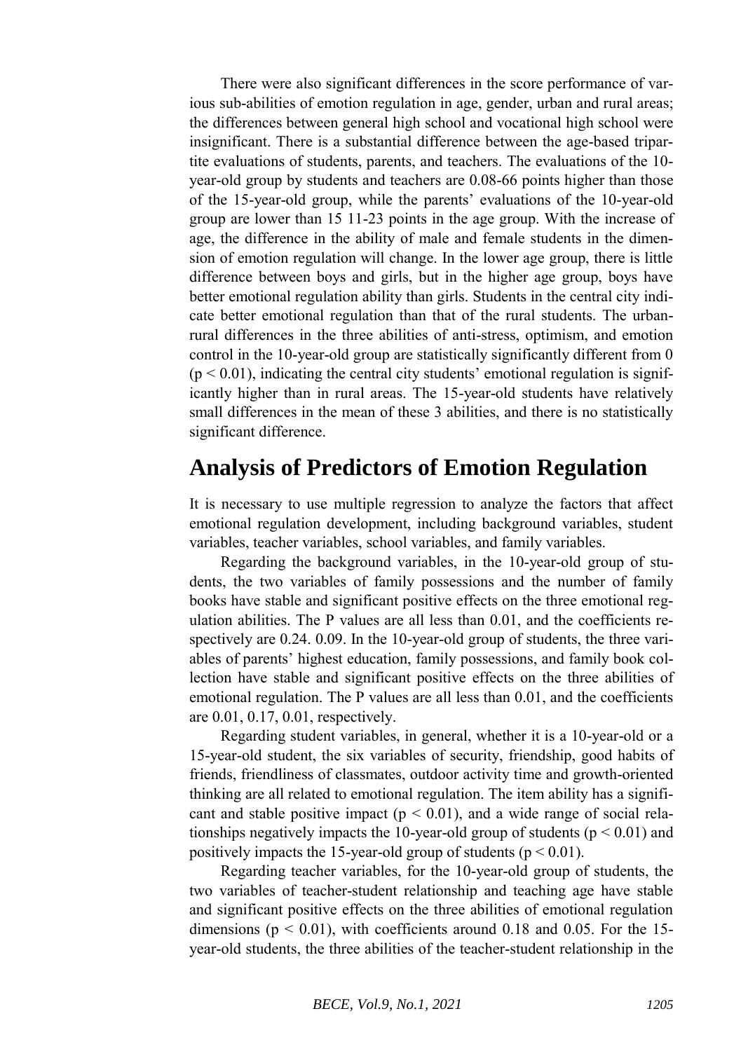There were also significant differences in the score performance of various sub-abilities of emotion regulation in age, gender, urban and rural areas; the differences between general high school and vocational high school were insignificant. There is a substantial difference between the age-based tripartite evaluations of students, parents, and teachers. The evaluations of the 10-year-old group by students and teachers are 0.08-66 points higher than those of the 15-year-old group, while the parents' evaluations of the 10-year-old group are lower than 15 11-23 points in the age group. With the increase of age, the difference in the ability of male and female students in the dimension of emotion regulation will change. In the lower age group, there is little difference between boys and girls, but in the higher age group, boys have better emotional regulation ability than girls. Students in the central city indicate better emotional regulation than that of the rural students. The urban-rural differences in the three abilities of anti-stress, optimism, and emotion control in the 10-year-old group are statistically significantly different from 0 ($p < 0.01$), indicating the central city students' emotional regulation is significantly higher than in rural areas. The 15-year-old students have relatively small differences in the mean of these 3 abilities, and there is no statistically significant difference.

## Analysis of Predictors of Emotion Regulation

It is necessary to use multiple regression to analyze the factors that affect emotional regulation development, including background variables, student variables, teacher variables, school variables, and family variables.

Regarding the background variables, in the 10-year-old group of students, the two variables of family possessions and the number of family books have stable and significant positive effects on the three emotional regulation abilities. The P values are all less than 0.01, and the coefficients respectively are 0.24. 0.09. In the 10-year-old group of students, the three variables of parents' highest education, family possessions, and family book collection have stable and significant positive effects on the three abilities of emotional regulation. The P values are all less than 0.01, and the coefficients are 0.01, 0.17, 0.01, respectively.

Regarding student variables, in general, whether it is a 10-year-old or a 15-year-old student, the six variables of security, friendship, good habits of friends, friendliness of classmates, outdoor activity time and growth-oriented thinking are all related to emotional regulation. The item ability has a significant and stable positive impact ($p < 0.01$), and a wide range of social relationships negatively impacts the 10-year-old group of students ($p < 0.01$) and positively impacts the 15-year-old group of students ($p < 0.01$).

Regarding teacher variables, for the 10-year-old group of students, the two variables of teacher-student relationship and teaching age have stable and significant positive effects on the three abilities of emotional regulation dimensions ($p < 0.01$), with coefficients around 0.18 and 0.05. For the 15-year-old students, the three abilities of the teacher-student relationship in the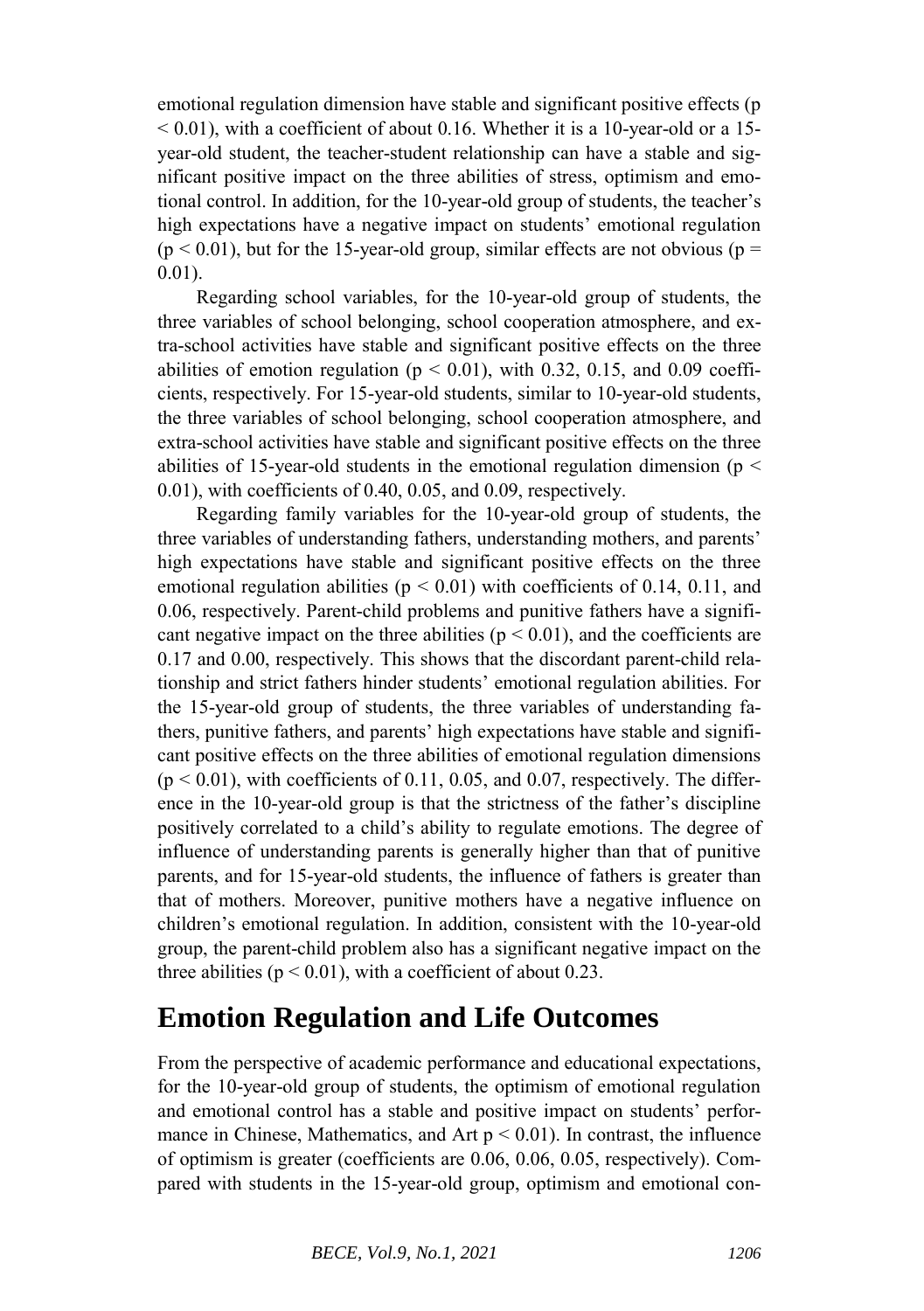emotional regulation dimension have stable and significant positive effects ($p < 0.01$), with a coefficient of about 0.16. Whether it is a 10-year-old or a 15-year-old student, the teacher-student relationship can have a stable and significant positive impact on the three abilities of stress, optimism and emotional control. In addition, for the 10-year-old group of students, the teacher's high expectations have a negative impact on students' emotional regulation ($p < 0.01$), but for the 15-year-old group, similar effects are not obvious ($p = 0.01$).

Regarding school variables, for the 10-year-old group of students, the three variables of school belonging, school cooperation atmosphere, and extra-school activities have stable and significant positive effects on the three abilities of emotion regulation ($p < 0.01$), with 0.32, 0.15, and 0.09 coefficients, respectively. For 15-year-old students, similar to 10-year-old students, the three variables of school belonging, school cooperation atmosphere, and extra-school activities have stable and significant positive effects on the three abilities of 15-year-old students in the emotional regulation dimension ($p < 0.01$), with coefficients of 0.40, 0.05, and 0.09, respectively.

Regarding family variables for the 10-year-old group of students, the three variables of understanding fathers, understanding mothers, and parents' high expectations have stable and significant positive effects on the three emotional regulation abilities ($p < 0.01$) with coefficients of 0.14, 0.11, and 0.06, respectively. Parent-child problems and punitive fathers have a significant negative impact on the three abilities ($p < 0.01$), and the coefficients are 0.17 and 0.00, respectively. This shows that the discordant parent-child relationship and strict fathers hinder students' emotional regulation abilities. For the 15-year-old group of students, the three variables of understanding fathers, punitive fathers, and parents' high expectations have stable and significant positive effects on the three abilities of emotional regulation dimensions ($p < 0.01$), with coefficients of 0.11, 0.05, and 0.07, respectively. The difference in the 10-year-old group is that the strictness of the father's discipline positively correlated to a child's ability to regulate emotions. The degree of influence of understanding parents is generally higher than that of punitive parents, and for 15-year-old students, the influence of fathers is greater than that of mothers. Moreover, punitive mothers have a negative influence on children's emotional regulation. In addition, consistent with the 10-year-old group, the parent-child problem also has a significant negative impact on the three abilities ($p < 0.01$), with a coefficient of about 0.23.

## Emotion Regulation and Life Outcomes

From the perspective of academic performance and educational expectations, for the 10-year-old group of students, the optimism of emotional regulation and emotional control has a stable and positive impact on students' performance in Chinese, Mathematics, and Art $p < 0.01$). In contrast, the influence of optimism is greater (coefficients are 0.06, 0.06, 0.05, respectively). Compared with students in the 15-year-old group, optimism and emotional con-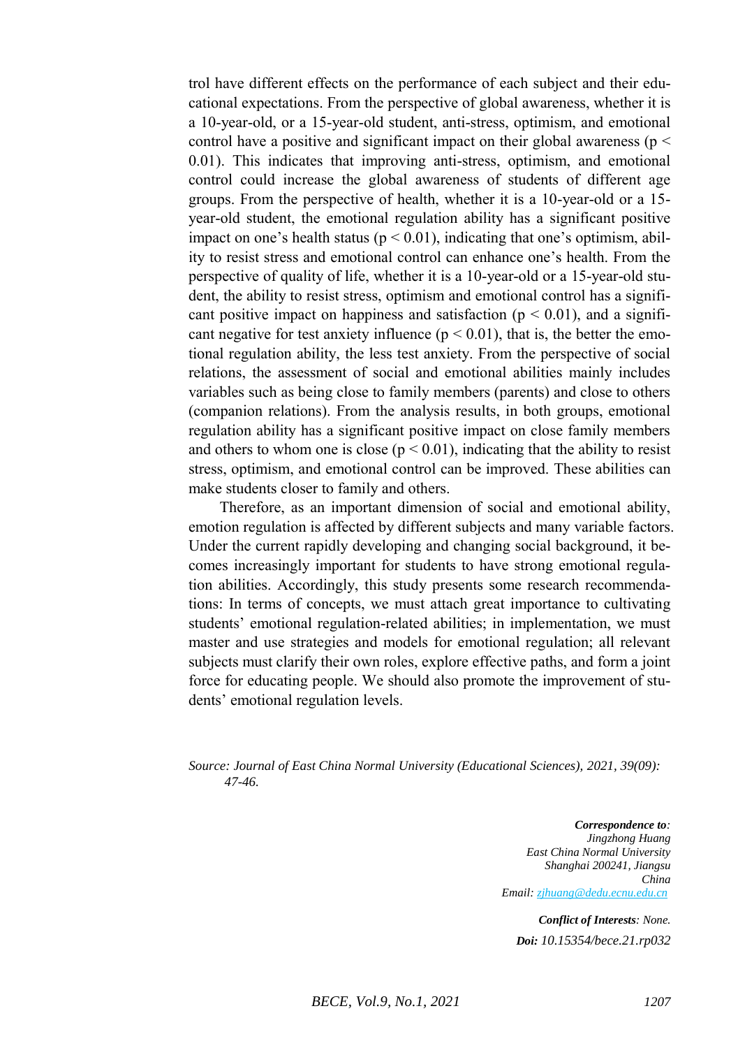trol have different effects on the performance of each subject and their educational expectations. From the perspective of global awareness, whether it is a 10-year-old, or a 15-year-old student, anti-stress, optimism, and emotional control have a positive and significant impact on their global awareness ($p < 0.01$). This indicates that improving anti-stress, optimism, and emotional control could increase the global awareness of students of different age groups. From the perspective of health, whether it is a 10-year-old or a 15-year-old student, the emotional regulation ability has a significant positive impact on one's health status ($p < 0.01$), indicating that one's optimism, ability to resist stress and emotional control can enhance one's health. From the perspective of quality of life, whether it is a 10-year-old or a 15-year-old student, the ability to resist stress, optimism and emotional control has a significant positive impact on happiness and satisfaction ($p < 0.01$), and a significant negative for test anxiety influence ($p < 0.01$), that is, the better the emotional regulation ability, the less test anxiety. From the perspective of social relations, the assessment of social and emotional abilities mainly includes variables such as being close to family members (parents) and close to others (companion relations). From the analysis results, in both groups, emotional regulation ability has a significant positive impact on close family members and others to whom one is close ($p < 0.01$), indicating that the ability to resist stress, optimism, and emotional control can be improved. These abilities can make students closer to family and others.

Therefore, as an important dimension of social and emotional ability, emotion regulation is affected by different subjects and many variable factors. Under the current rapidly developing and changing social background, it becomes increasingly important for students to have strong emotional regulation abilities. Accordingly, this study presents some research recommendations: In terms of concepts, we must attach great importance to cultivating students' emotional regulation-related abilities; in implementation, we must master and use strategies and models for emotional regulation; all relevant subjects must clarify their own roles, explore effective paths, and form a joint force for educating people. We should also promote the improvement of students' emotional regulation levels.

*Source: Journal of East China Normal University (Educational Sciences), 2021, 39(09): 47-46.*

***Correspondence to**:*
*Jingzhong Huang*
*East China Normal University*
*Shanghai 200241, Jiangsu*
*China*
*Email: zjhuang@dedu.ecnu.edu.cn*

***Conflict of Interests**: None.*

***Doi:** 10.15354/bece.21.rp032*